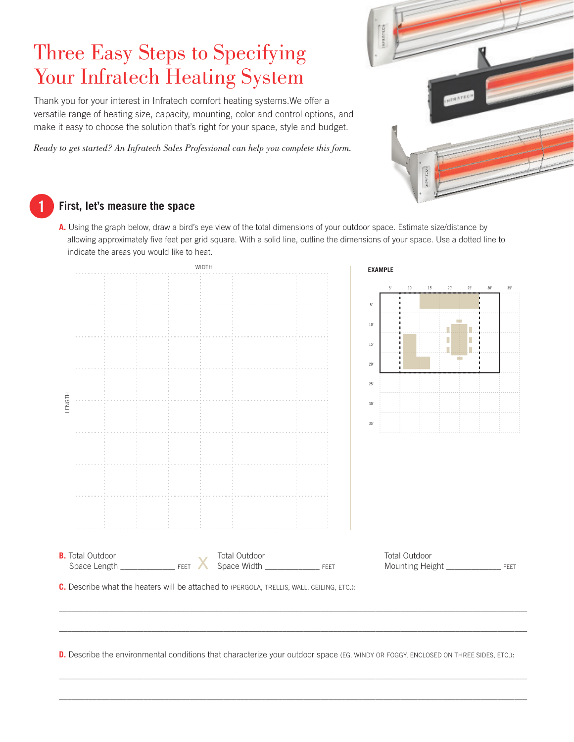# Three Easy Steps to Specifying Your Infratech Heating System

Thank you for your interest in Infratech comfort heating systems.We offer a versatile range of heating size, capacity, mounting, color and control options, and make it easy to choose the solution that's right for your space, style and budget.

*Ready to get started? An Infratech Sales Professional can help you complete this form.*

## 1 First, let's measure the space

**A.** Using the graph below, draw a bird's eye view of the total dimensions of your outdoor space. Estimate size/distance by allowing approximately five feet per grid square. With a solid line, outline the dimensions of your space. Use a dotted line to indicate the areas you would like to heat.

WIDTH

LENGTH

**EXAMPLE**

5' 10' 15' 20' 25' 30' 35'

5' 10' 15' 20' 25' 30' 35'

**B.** Total Outdoor Space Length ____________ FEET X Total Outdoor Space Width ____________ FEET

Total Outdoor Mounting Height ____________ FEET

**C.** Describe what the heaters will be attached to (PERGOLA, TRELLIS, WALL, CEILING, ETC.):

________________________________________________________________________________

________________________________________________________________________________

**D.** Describe the environmental conditions that characterize your outdoor space (EG. WINDY OR FOGGY, ENCLOSED ON THREE SIDES, ETC.):

________________________________________________________________________________

________________________________________________________________________________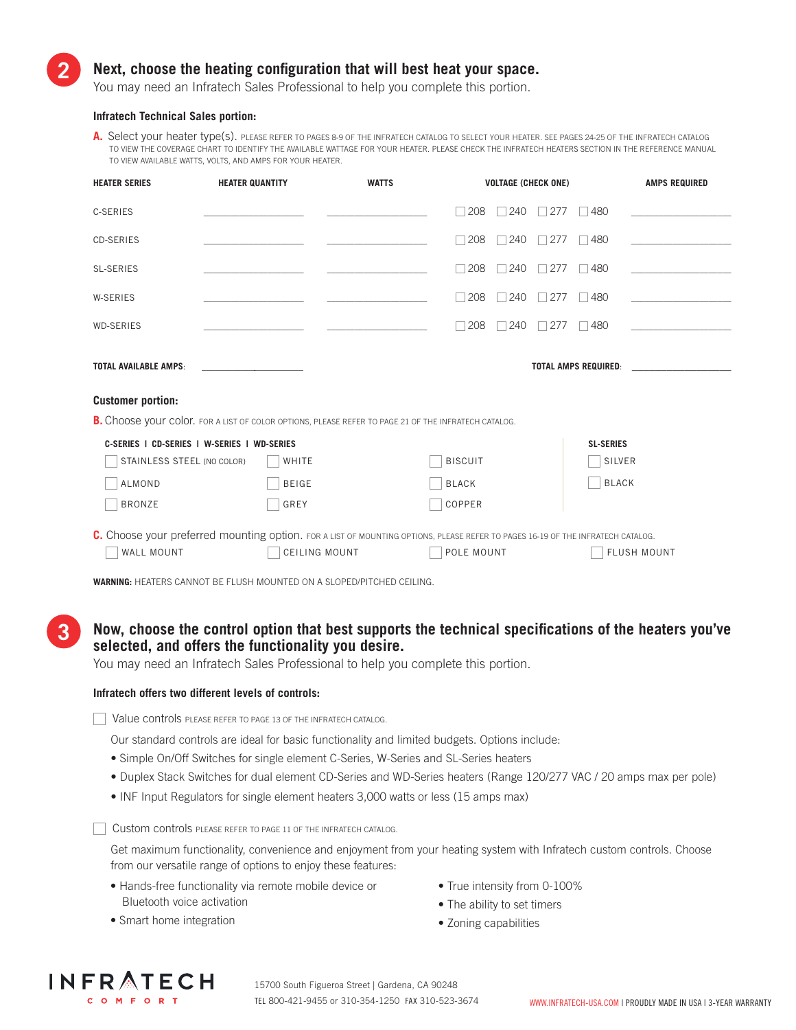## 2 Next, choose the heating configuration that will best heat your space.

You may need an Infratech Sales Professional to help you complete this portion.

### Infratech Technical Sales portion:

**A.** Select your heater type(s). PLEASE REFER TO PAGES 8-9 OF THE INFRATECH CATALOG TO SELECT YOUR HEATER. SEE PAGES 24-25 OF THE INFRATECH CATALOG TO VIEW THE COVERAGE CHART TO IDENTIFY THE AVAILABLE WATTAGE FOR YOUR HEATER. PLEASE CHECK THE INFRATECH HEATERS SECTION IN THE REFERENCE MANUAL TO VIEW AVAILABLE WATTS, VOLTS, AND AMPS FOR YOUR HEATER.

| HEATER SERIES | HEATER QUANTITY | WATTS | VOLTAGE (CHECK ONE) | AMPS REQUIRED |
|---|---|---|---|---|
| C-SERIES | __________ | __________ | ☐ 208 ☐ 240 ☐ 277 ☐ 480 | __________ |
| CD-SERIES | __________ | __________ | ☐ 208 ☐ 240 ☐ 277 ☐ 480 | __________ |
| SL-SERIES | __________ | __________ | ☐ 208 ☐ 240 ☐ 277 ☐ 480 | __________ |
| W-SERIES | __________ | __________ | ☐ 208 ☐ 240 ☐ 277 ☐ 480 | __________ |
| WD-SERIES | __________ | __________ | ☐ 208 ☐ 240 ☐ 277 ☐ 480 | __________ |

**TOTAL AVAILABLE AMPS:** __________ **TOTAL AMPS REQUIRED:** __________

### Customer portion:

**B.** Choose your color. FOR A LIST OF COLOR OPTIONS, PLEASE REFER TO PAGE 21 OF THE INFRATECH CATALOG.

**C-SERIES I CD-SERIES I W-SERIES I WD-SERIES**

- ☐ STAINLESS STEEL (NO COLOR)
- ☐ WHITE
- ☐ BISCUIT
- ☐ ALMOND
- ☐ BEIGE
- ☐ BLACK
- ☐ BRONZE
- ☐ GREY
- ☐ COPPER

**SL-SERIES**

- ☐ SILVER
- ☐ BLACK

**C.** Choose your preferred mounting option. FOR A LIST OF MOUNTING OPTIONS, PLEASE REFER TO PAGES 16-19 OF THE INFRATECH CATALOG.

- ☐ WALL MOUNT
- ☐ CEILING MOUNT
- ☐ POLE MOUNT
- ☐ FLUSH MOUNT

**WARNING:** HEATERS CANNOT BE FLUSH MOUNTED ON A SLOPED/PITCHED CEILING.

## 3 Now, choose the control option that best supports the technical specifications of the heaters you've selected, and offers the functionality you desire.

You may need an Infratech Sales Professional to help you complete this portion.

### Infratech offers two different levels of controls:

☐ Value controls PLEASE REFER TO PAGE 13 OF THE INFRATECH CATALOG.

Our standard controls are ideal for basic functionality and limited budgets. Options include:

- Simple On/Off Switches for single element C-Series, W-Series and SL-Series heaters
- Duplex Stack Switches for dual element CD-Series and WD-Series heaters (Range 120/277 VAC / 20 amps max per pole)
- INF Input Regulators for single element heaters 3,000 watts or less (15 amps max)

☐ Custom controls PLEASE REFER TO PAGE 11 OF THE INFRATECH CATALOG.

Get maximum functionality, convenience and enjoyment from your heating system with Infratech custom controls. Choose from our versatile range of options to enjoy these features:

- Hands-free functionality via remote mobile device or Bluetooth voice activation
- Smart home integration
- True intensity from 0-100%
- The ability to set timers
- Zoning capabilities

INFRATECH COMFORT

15700 South Figueroa Street | Gardena, CA 90248
TEL 800-421-9455 or 310-354-1250 FAX 310-523-3674

WWW.INFRATECH-USA.COM I PROUDLY MADE IN USA I 3-YEAR WARRANTY